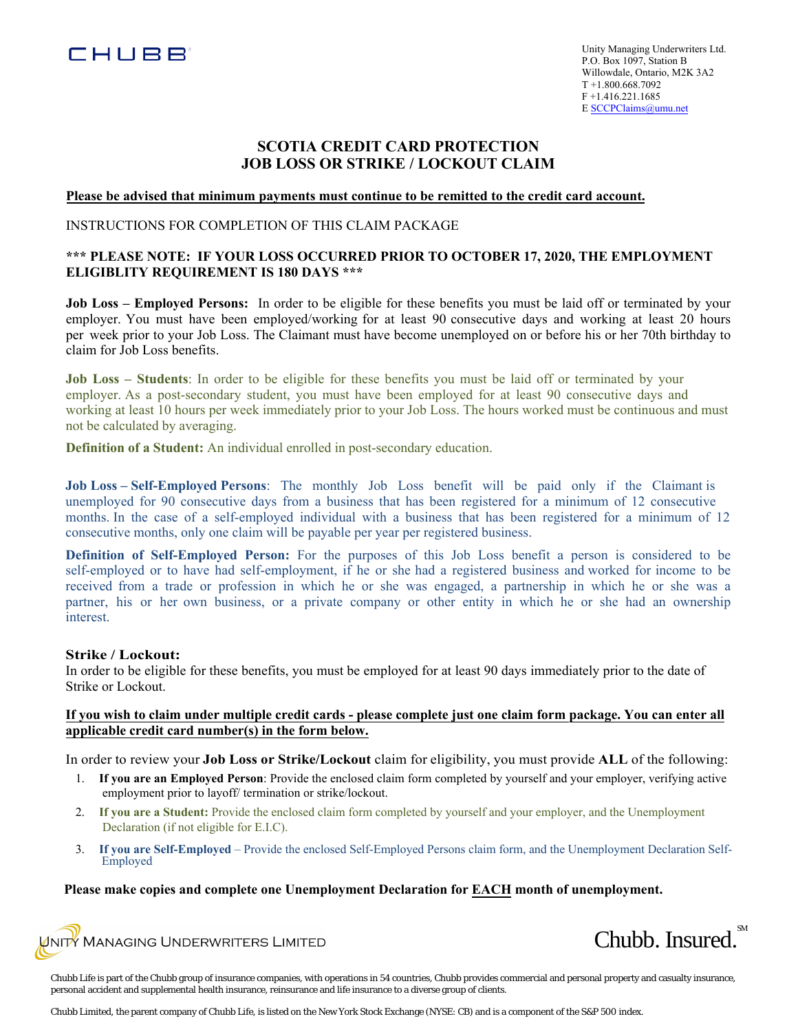CHUBB

Unity Managing Underwriters Ltd.
P.O. Box 1097, Station B
Willowdale, Ontario, M2K 3A2
T +1.800.668.7092
F +1.416.221.1685
E SCCPClaims@umu.net

# SCOTIA CREDIT CARD PROTECTION
# JOB LOSS OR STRIKE / LOCKOUT CLAIM

**Please be advised that minimum payments must continue to be remitted to the credit card account.**

INSTRUCTIONS FOR COMPLETION OF THIS CLAIM PACKAGE

**\*\*\* PLEASE NOTE: IF YOUR LOSS OCCURRED PRIOR TO OCTOBER 17, 2020, THE EMPLOYMENT ELIGIBLITY REQUIREMENT IS 180 DAYS \*\*\***

**Job Loss – Employed Persons:** In order to be eligible for these benefits you must be laid off or terminated by your employer. You must have been employed/working for at least 90 consecutive days and working at least 20 hours per week prior to your Job Loss. The Claimant must have become unemployed on or before his or her 70th birthday to claim for Job Loss benefits.

**Job Loss – Students**: In order to be eligible for these benefits you must be laid off or terminated by your employer. As a post-secondary student, you must have been employed for at least 90 consecutive days and working at least 10 hours per week immediately prior to your Job Loss. The hours worked must be continuous and must not be calculated by averaging.

**Definition of a Student:** An individual enrolled in post-secondary education.

**Job Loss – Self-Employed Persons**: The monthly Job Loss benefit will be paid only if the Claimant is unemployed for 90 consecutive days from a business that has been registered for a minimum of 12 consecutive months. In the case of a self-employed individual with a business that has been registered for a minimum of 12 consecutive months, only one claim will be payable per year per registered business.

**Definition of Self-Employed Person:** For the purposes of this Job Loss benefit a person is considered to be self-employed or to have had self-employment, if he or she had a registered business and worked for income to be received from a trade or profession in which he or she was engaged, a partnership in which he or she was a partner, his or her own business, or a private company or other entity in which he or she had an ownership interest.

### Strike / Lockout:

In order to be eligible for these benefits, you must be employed for at least 90 days immediately prior to the date of Strike or Lockout.

**If you wish to claim under multiple credit cards - please complete just one claim form package. You can enter all applicable credit card number(s) in the form below.**

In order to review your **Job Loss or Strike/Lockout** claim for eligibility, you must provide **ALL** of the following:

1. **If you are an Employed Person**: Provide the enclosed claim form completed by yourself and your employer, verifying active employment prior to layoff/ termination or strike/lockout.
2. **If you are a Student:** Provide the enclosed claim form completed by yourself and your employer, and the Unemployment Declaration (if not eligible for E.I.C).
3. **If you are Self-Employed** – Provide the enclosed Self-Employed Persons claim form, and the Unemployment Declaration Self-Employed

**Please make copies and complete one Unemployment Declaration for EACH month of unemployment.**

UNITY MANAGING UNDERWRITERS LIMITED

Chubb. Insured.SM

Chubb Life is part of the Chubb group of insurance companies, with operations in 54 countries, Chubb provides commercial and personal property and casualty insurance, personal accident and supplemental health insurance, reinsurance and life insurance to a diverse group of clients.

Chubb Limited, the parent company of Chubb Life, is listed on the New York Stock Exchange (NYSE: CB) and is a component of the S&P 500 index.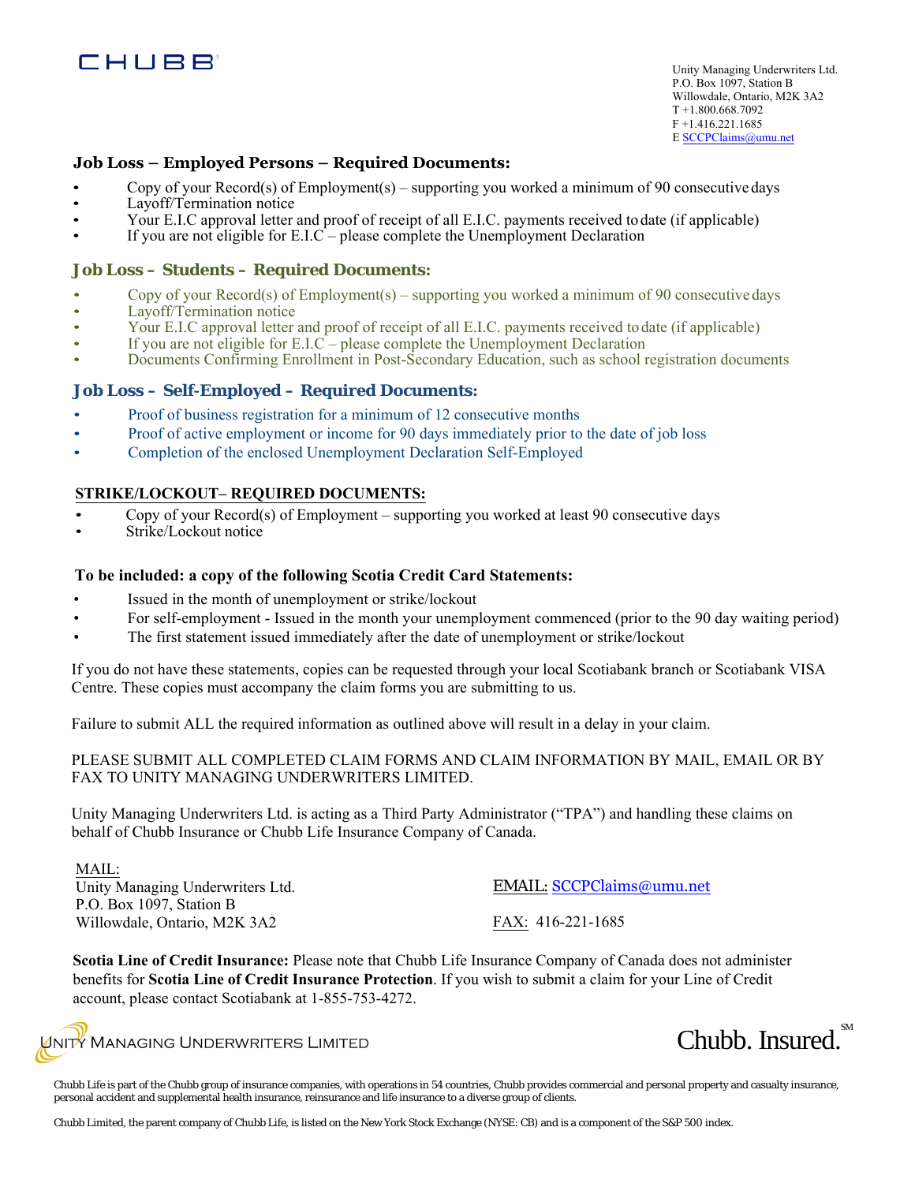CHUBB

Unity Managing Underwriters Ltd.
P.O. Box 1097, Station B
Willowdale, Ontario, M2K 3A2
T +1.800.668.7092
F +1.416.221.1685
E SCCPClaims@umu.net

### Job Loss – Employed Persons – Required Documents:

- Copy of your Record(s) of Employment(s) – supporting you worked a minimum of 90 consecutive days
- Layoff/Termination notice
- Your E.I.C approval letter and proof of receipt of all E.I.C. payments received to date (if applicable)
- If you are not eligible for E.I.C – please complete the Unemployment Declaration

### Job Loss – Students – Required Documents:

- Copy of your Record(s) of Employment(s) – supporting you worked a minimum of 90 consecutive days
- Layoff/Termination notice
- Your E.I.C approval letter and proof of receipt of all E.I.C. payments received to date (if applicable)
- If you are not eligible for E.I.C – please complete the Unemployment Declaration
- Documents Confirming Enrollment in Post-Secondary Education, such as school registration documents

### Job Loss – Self-Employed – Required Documents:

- Proof of business registration for a minimum of 12 consecutive months
- Proof of active employment or income for 90 days immediately prior to the date of job loss
- Completion of the enclosed Unemployment Declaration Self-Employed

### STRIKE/LOCKOUT– REQUIRED DOCUMENTS:

- Copy of your Record(s) of Employment – supporting you worked at least 90 consecutive days
- Strike/Lockout notice

### To be included: a copy of the following Scotia Credit Card Statements:

- Issued in the month of unemployment or strike/lockout
- For self-employment - Issued in the month your unemployment commenced (prior to the 90 day waiting period)
- The first statement issued immediately after the date of unemployment or strike/lockout

If you do not have these statements, copies can be requested through your local Scotiabank branch or Scotiabank VISA Centre. These copies must accompany the claim forms you are submitting to us.

Failure to submit ALL the required information as outlined above will result in a delay in your claim.

PLEASE SUBMIT ALL COMPLETED CLAIM FORMS AND CLAIM INFORMATION BY MAIL, EMAIL OR BY FAX TO UNITY MANAGING UNDERWRITERS LIMITED.

Unity Managing Underwriters Ltd. is acting as a Third Party Administrator ("TPA") and handling these claims on behalf of Chubb Insurance or Chubb Life Insurance Company of Canada.

MAIL:
Unity Managing Underwriters Ltd.
P.O. Box 1097, Station B
Willowdale, Ontario, M2K 3A2

EMAIL: SCCPClaims@umu.net

FAX: 416-221-1685

**Scotia Line of Credit Insurance:** Please note that Chubb Life Insurance Company of Canada does not administer benefits for **Scotia Line of Credit Insurance Protection**. If you wish to submit a claim for your Line of Credit account, please contact Scotiabank at 1-855-753-4272.

Unity Managing Underwriters Limited

Chubb. Insured.[SM]

Chubb Life is part of the Chubb group of insurance companies, with operations in 54 countries, Chubb provides commercial and personal property and casualty insurance, personal accident and supplemental health insurance, reinsurance and life insurance to a diverse group of clients.

Chubb Limited, the parent company of Chubb Life, is listed on the New York Stock Exchange (NYSE: CB) and is a component of the S&P 500 index.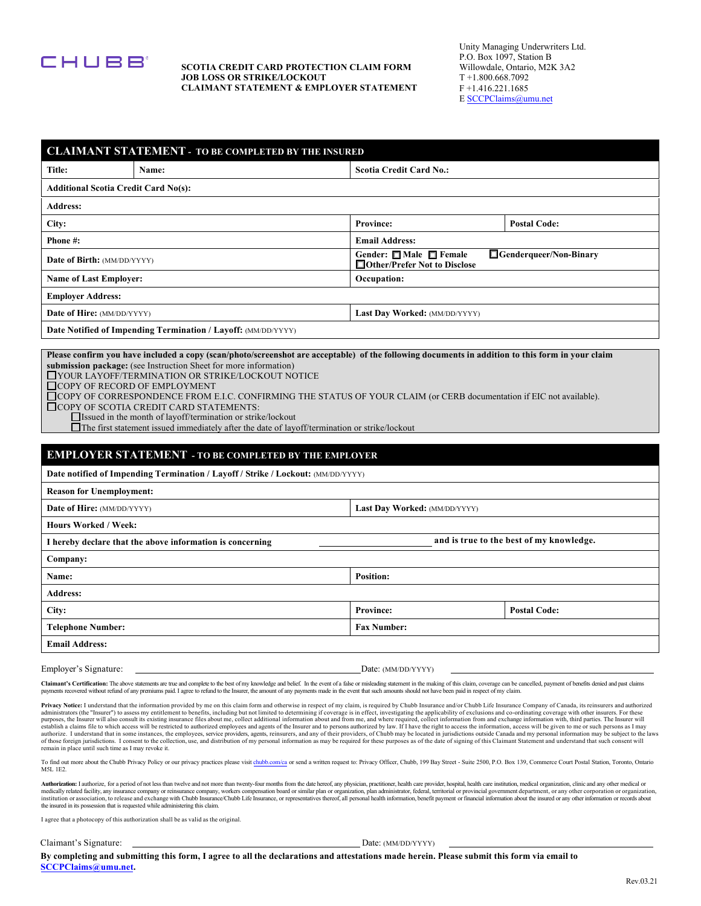CHUBB

**SCOTIA CREDIT CARD PROTECTION CLAIM FORM**
**JOB LOSS OR STRIKE/LOCKOUT**
**CLAIMANT STATEMENT & EMPLOYER STATEMENT**

Unity Managing Underwriters Ltd.
P.O. Box 1097, Station B
Willowdale, Ontario, M2K 3A2
T +1.800.668.7092
F +1.416.221.1685
E SCCPClaims@umu.net

## CLAIMANT STATEMENT - TO BE COMPLETED BY THE INSURED

| Title: | Name: | Scotia Credit Card No.: | |
|---|---|---|---|
| **Additional Scotia Credit Card No(s):** | | | |
| **Address:** | | | |
| **City:** | | **Province:** | **Postal Code:** |
| **Phone #:** | | **Email Address:** | |
| **Date of Birth:** (MM/DD/YYYY) | | **Gender:** ☐ Male ☐ Female ☐ Genderqueer/Non-Binary ☐ Other/Prefer Not to Disclose | |
| **Name of Last Employer:** | | **Occupation:** | |
| **Employer Address:** | | | |
| **Date of Hire:** (MM/DD/YYYY) | | **Last Day Worked:** (MM/DD/YYYY) | |
| **Date Notified of Impending Termination / Layoff:** (MM/DD/YYYY) | | | |

**Please confirm you have included a copy (scan/photo/screenshot are acceptable) of the following documents in addition to this form in your claim submission package:** (see Instruction Sheet for more information)

☐ YOUR LAYOFF/TERMINATION OR STRIKE/LOCKOUT NOTICE
☐ COPY OF RECORD OF EMPLOYMENT
☐ COPY OF CORRESPONDENCE FROM E.I.C. CONFIRMING THE STATUS OF YOUR CLAIM (or CERB documentation if EIC not available).
☐ COPY OF SCOTIA CREDIT CARD STATEMENTS:
- ☐ Issued in the month of layoff/termination or strike/lockout
- ☐ The first statement issued immediately after the date of layoff/termination or strike/lockout

## EMPLOYER STATEMENT - TO BE COMPLETED BY THE EMPLOYER

| **Date notified of Impending Termination / Layoff / Strike / Lockout:** (MM/DD/YYYY) | | |
|---|---|---|
| **Reason for Unemployment:** | | |
| **Date of Hire:** (MM/DD/YYYY) | **Last Day Worked:** (MM/DD/YYYY) | |
| **Hours Worked / Week:** | | |
| **I hereby declare that the above information is concerning** ____________ **and is true to the best of my knowledge.** | | |
| **Company:** | | |
| **Name:** | **Position:** | |
| **Address:** | | |
| **City:** | **Province:** | **Postal Code:** |
| **Telephone Number:** | **Fax Number:** | |
| **Email Address:** | | |

Employer's Signature: ______________________ Date: (MM/DD/YYYY) ______________________

**Claimant's Certification:** The above statements are true and complete to the best of my knowledge and belief. In the event of a false or misleading statement in the making of this claim, coverage can be cancelled, payment of benefits denied and past claims payments recovered without refund of any premiums paid. I agree to refund to the Insurer, the amount of any payments made in the event that such amounts should not have been paid in respect of my claim.

**Privacy Notice:** I understand that the information provided by me on this claim form and otherwise in respect of my claim, is required by Chubb Insurance and/or Chubb Life Insurance Company of Canada, its reinsurers and authorized administrators (the "Insurer") to assess my entitlement to benefits, including but not limited to determining if coverage is in effect, investigating the applicability of exclusions and co-ordinating coverage with other insurers. For these purposes, the Insurer will also consult its existing insurance files about me, collect additional information about and from me, and where required, collect information from and exchange information with, third parties. The Insurer will establish a claims file to which access will be restricted to authorized employees and agents of the Insurer and to persons authorized by law. If I have the right to access the information, access will be given to me or such persons as I may authorize. I understand that in some instances, the employees, service providers, agents, reinsurers, and any of their providers, of Chubb may be located in jurisdictions outside Canada and my personal information may be subject to the laws of those foreign jurisdictions. I consent to the collection, use, and distribution of my personal information as may be required for these purposes as of the date of signing of this Claimant Statement and understand that such consent will remain in place until such time as I may revoke it.

To find out more about the Chubb Privacy Policy or our privacy practices please visit chubb.com/ca or send a written request to: Privacy Officer, Chubb, 199 Bay Street - Suite 2500, P.O. Box 139, Commerce Court Postal Station, Toronto, Ontario M5L 1E2.

**Authorization:** I authorize, for a period of not less than twelve and not more than twenty-four months from the date hereof, any physician, practitioner, health care provider, hospital, health care institution, medical organization, clinic and any other medical or medically related facility, any insurance company or reinsurance company, workers compensation board or similar plan or organization, plan administrator, federal, territorial or provincial government department, or any other corporation or organization, institution or association, to release and exchange with Chubb Insurance/Chubb Life Insurance, or representatives thereof, all personal health information, benefit payment or financial information about the insured or any other information or records about the insured in its possession that is requested while administering this claim.

I agree that a photocopy of this authorization shall be as valid as the original.

Claimant's Signature: ______________________ Date: (MM/DD/YYYY) ______________________

**By completing and submitting this form, I agree to all the declarations and attestations made herein. Please submit this form via email to SCCPClaims@umu.net.**

Rev.03.21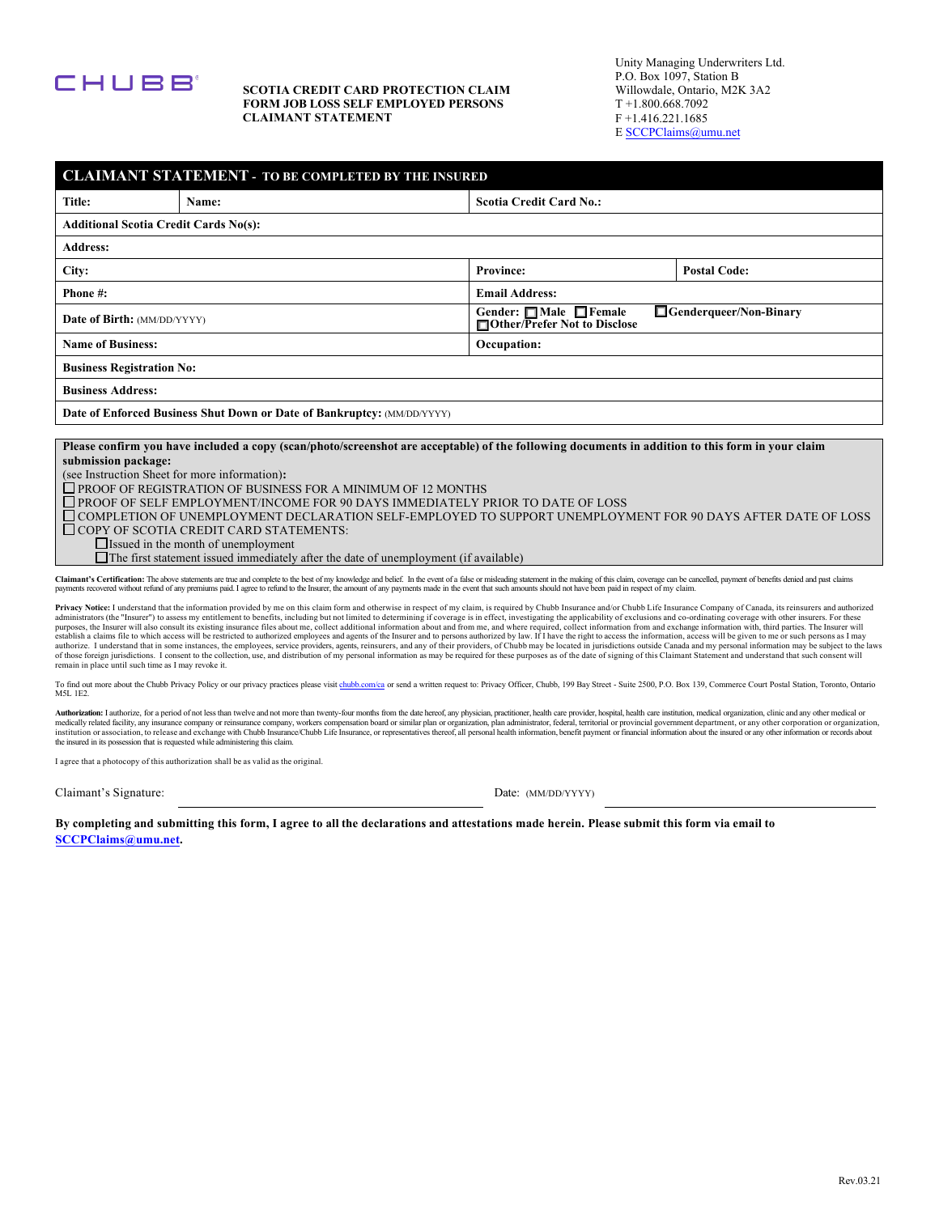CHUBB

**SCOTIA CREDIT CARD PROTECTION CLAIM FORM JOB LOSS SELF EMPLOYED PERSONS CLAIMANT STATEMENT**

Unity Managing Underwriters Ltd.
P.O. Box 1097, Station B
Willowdale, Ontario, M2K 3A2
T +1.800.668.7092
F +1.416.221.1685
E SCCPClaims@umu.net

## CLAIMANT STATEMENT - TO BE COMPLETED BY THE INSURED

| Title: | Name: | Scotia Credit Card No.: | |
|---|---|---|---|
| **Additional Scotia Credit Cards No(s):** | | | |
| **Address:** | | | |
| **City:** | | **Province:** | **Postal Code:** |
| **Phone #:** | | **Email Address:** | |
| **Date of Birth:** (MM/DD/YYYY) | | **Gender:** ☐ Male ☐ Female ☐ Genderqueer/Non-Binary ☐ Other/Prefer Not to Disclose | |
| **Name of Business:** | | **Occupation:** | |
| **Business Registration No:** | | | |
| **Business Address:** | | | |
| **Date of Enforced Business Shut Down or Date of Bankruptcy:** (MM/DD/YYYY) | | | |

**Please confirm you have included a copy (scan/photo/screenshot are acceptable) of the following documents in addition to this form in your claim submission package:**
(see Instruction Sheet for more information)**:**

- ☐ PROOF OF REGISTRATION OF BUSINESS FOR A MINIMUM OF 12 MONTHS
- ☐ PROOF OF SELF EMPLOYMENT/INCOME FOR 90 DAYS IMMEDIATELY PRIOR TO DATE OF LOSS
- ☐ COMPLETION OF UNEMPLOYMENT DECLARATION SELF-EMPLOYED TO SUPPORT UNEMPLOYMENT FOR 90 DAYS AFTER DATE OF LOSS
- ☐ COPY OF SCOTIA CREDIT CARD STATEMENTS:
  - ☐ Issued in the month of unemployment
  - ☐ The first statement issued immediately after the date of unemployment (if available)

**Claimant's Certification:** The above statements are true and complete to the best of my knowledge and belief. In the event of a false or misleading statement in the making of this claim, coverage can be cancelled, payment of benefits denied and past claims payments recovered without refund of any premiums paid. I agree to refund to the Insurer, the amount of any payments made in the event that such amounts should not have been paid in respect of my claim.

**Privacy Notice:** I understand that the information provided by me on this claim form and otherwise in respect of my claim, is required by Chubb Insurance and/or Chubb Life Insurance Company of Canada, its reinsurers and authorized administrators (the "Insurer") to assess my entitlement to benefits, including but not limited to determining if coverage is in effect, investigating the applicability of exclusions and co-ordinating coverage with other insurers. For these purposes, the Insurer will also consult its existing insurance files about me, collect additional information about and from me, and where required, collect information from and exchange information with, third parties. The Insurer will establish a claims file to which access will be restricted to authorized employees and agents of the Insurer and to persons authorized by law. If I have the right to access the information, access will be given to me or such persons as I may authorize. I understand that in some instances, the employees, service providers, agents, reinsurers, and any of their providers, of Chubb may be located in jurisdictions outside Canada and my personal information may be subject to the laws of those foreign jurisdictions. I consent to the collection, use, and distribution of my personal information as may be required for these purposes as of the date of signing of this Claimant Statement and understand that such consent will remain in place until such time as I may revoke it.

To find out more about the Chubb Privacy Policy or our privacy practices please visit chubb.com/ca or send a written request to: Privacy Officer, Chubb, 199 Bay Street - Suite 2500, P.O. Box 139, Commerce Court Postal Station, Toronto, Ontario M5L 1E2.

**Authorization:** I authorize, for a period of not less than twelve and not more than twenty-four months from the date hereof, any physician, practitioner, health care provider, hospital, health care institution, medical organization, clinic and any other medical or medically related facility, any insurance company or reinsurance company, workers compensation board or similar plan or organization, plan administrator, federal, territorial or provincial government department, or any other corporation or organization, institution or association, to release and exchange with Chubb Insurance/Chubb Life Insurance, or representatives thereof, all personal health information, benefit payment or financial information about the insured or any other information or records about the insured in its possession that is requested while administering this claim.

I agree that a photocopy of this authorization shall be as valid as the original.

Claimant's Signature: ______________________ Date: (MM/DD/YYYY) ______________________

**By completing and submitting this form, I agree to all the declarations and attestations made herein. Please submit this form via email to SCCPClaims@umu.net.**

Rev.03.21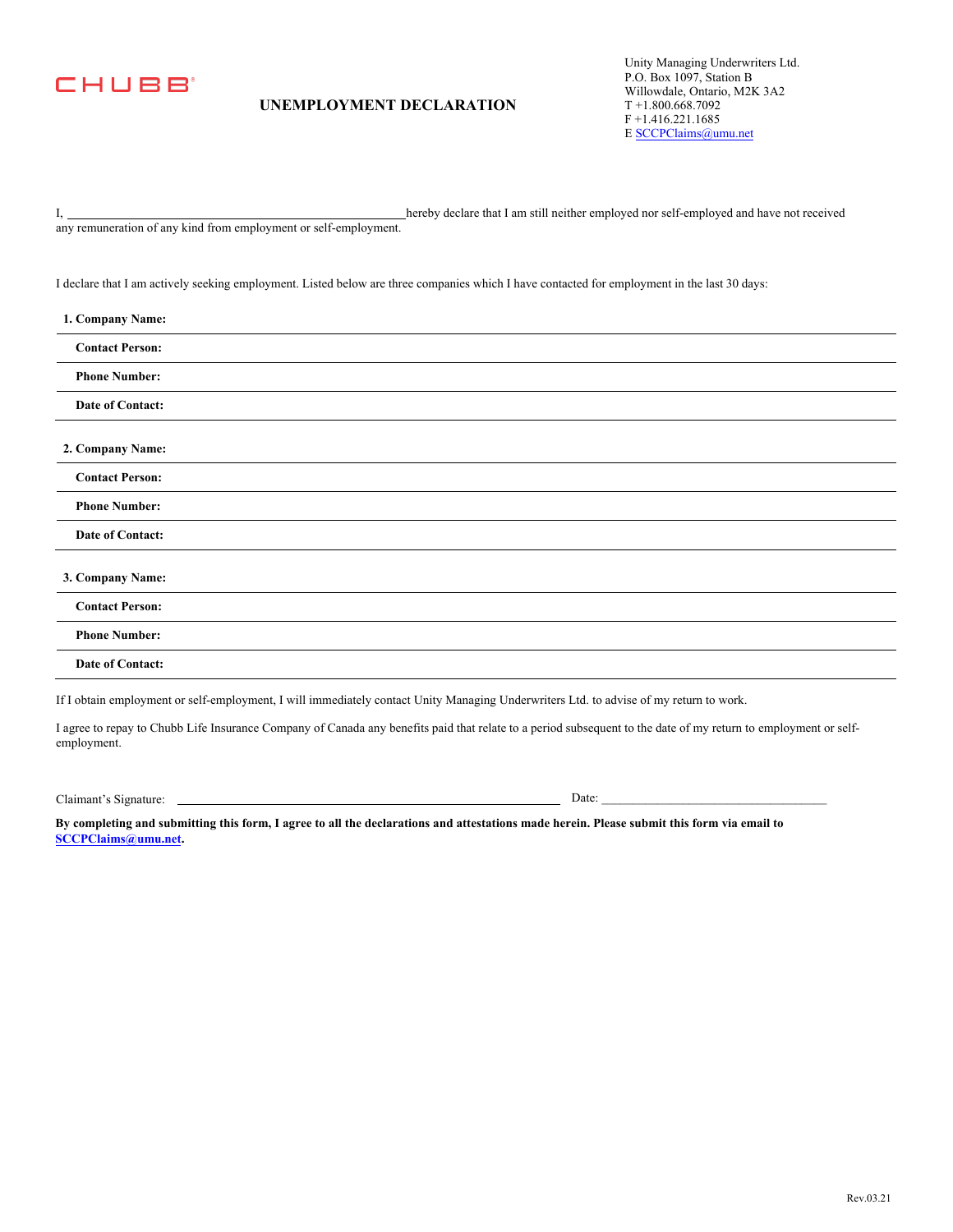CHUBB

# UNEMPLOYMENT DECLARATION

Unity Managing Underwriters Ltd.
P.O. Box 1097, Station B
Willowdale, Ontario, M2K 3A2
T +1.800.668.7092
F +1.416.221.1685
E SCCPClaims@umu.net

I, ______________________________________________ hereby declare that I am still neither employed nor self-employed and have not received any remuneration of any kind from employment or self-employment.

I declare that I am actively seeking employment. Listed below are three companies which I have contacted for employment in the last 30 days:

**1. Company Name:**

**Contact Person:**

**Phone Number:**

**Date of Contact:**

**2. Company Name:**

**Contact Person:**

**Phone Number:**

**Date of Contact:**

**3. Company Name:**

**Contact Person:**

**Phone Number:**

**Date of Contact:**

If I obtain employment or self-employment, I will immediately contact Unity Managing Underwriters Ltd. to advise of my return to work.

I agree to repay to Chubb Life Insurance Company of Canada any benefits paid that relate to a period subsequent to the date of my return to employment or self-employment.

Claimant's Signature: ______________________________________________ Date: ______________________________

**By completing and submitting this form, I agree to all the declarations and attestations made herein. Please submit this form via email to SCCPClaims@umu.net.**

Rev.03.21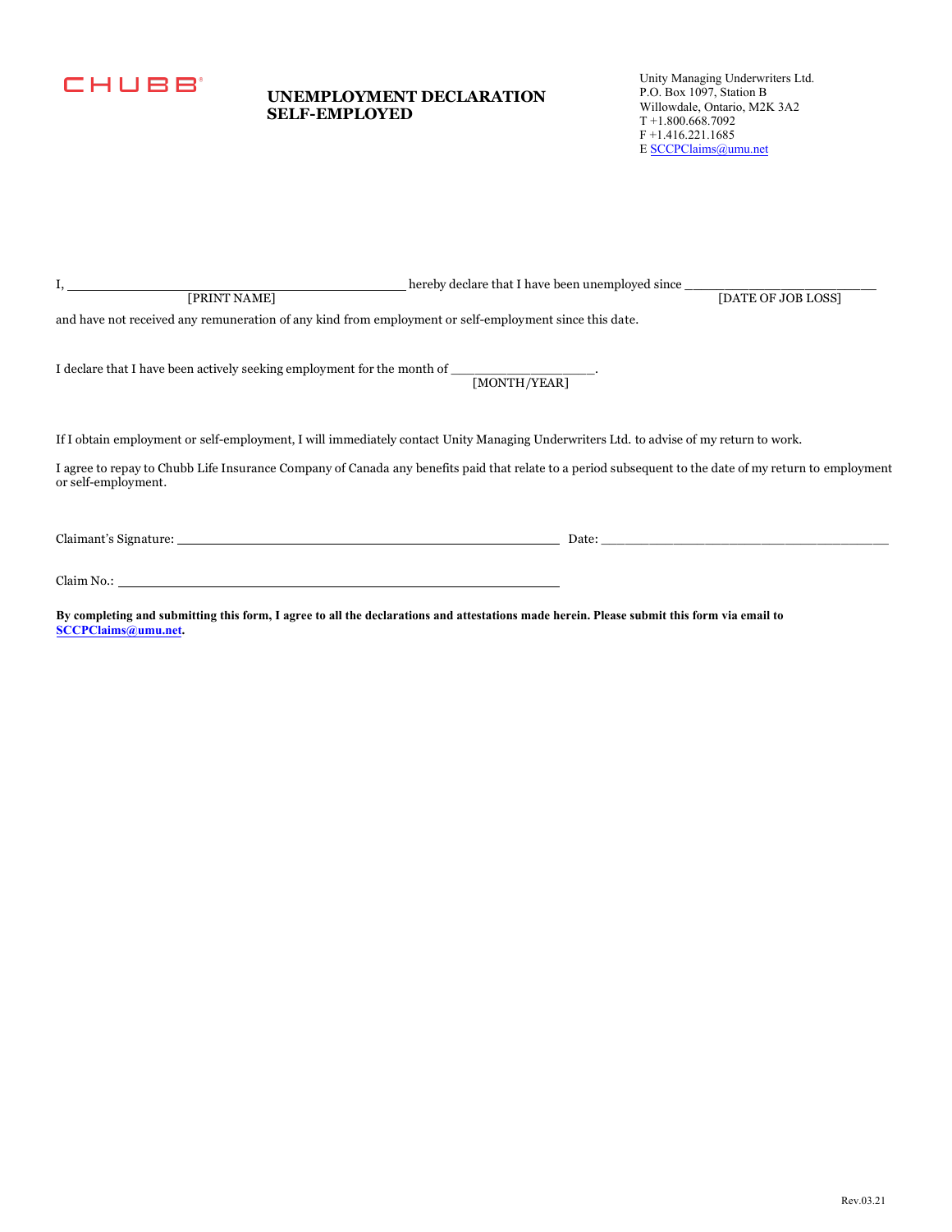CHUBB

# UNEMPLOYMENT DECLARATION SELF-EMPLOYED

Unity Managing Underwriters Ltd.
P.O. Box 1097, Station B
Willowdale, Ontario, M2K 3A2
T +1.800.668.7092
F +1.416.221.1685
E SCCPClaims@umu.net

I, ______________________________ hereby declare that I have been unemployed since ______________________
[PRINT NAME] [DATE OF JOB LOSS]

and have not received any remuneration of any kind from employment or self-employment since this date.

I declare that I have been actively seeking employment for the month of ________________.
[MONTH/YEAR]

If I obtain employment or self-employment, I will immediately contact Unity Managing Underwriters Ltd. to advise of my return to work.

I agree to repay to Chubb Life Insurance Company of Canada any benefits paid that relate to a period subsequent to the date of my return to employment or self-employment.

Claimant's Signature: ______________________________ Date: ______________________________

Claim No.: ______________________________

**By completing and submitting this form, I agree to all the declarations and attestations made herein. Please submit this form via email to SCCPClaims@umu.net.**

Rev.03.21